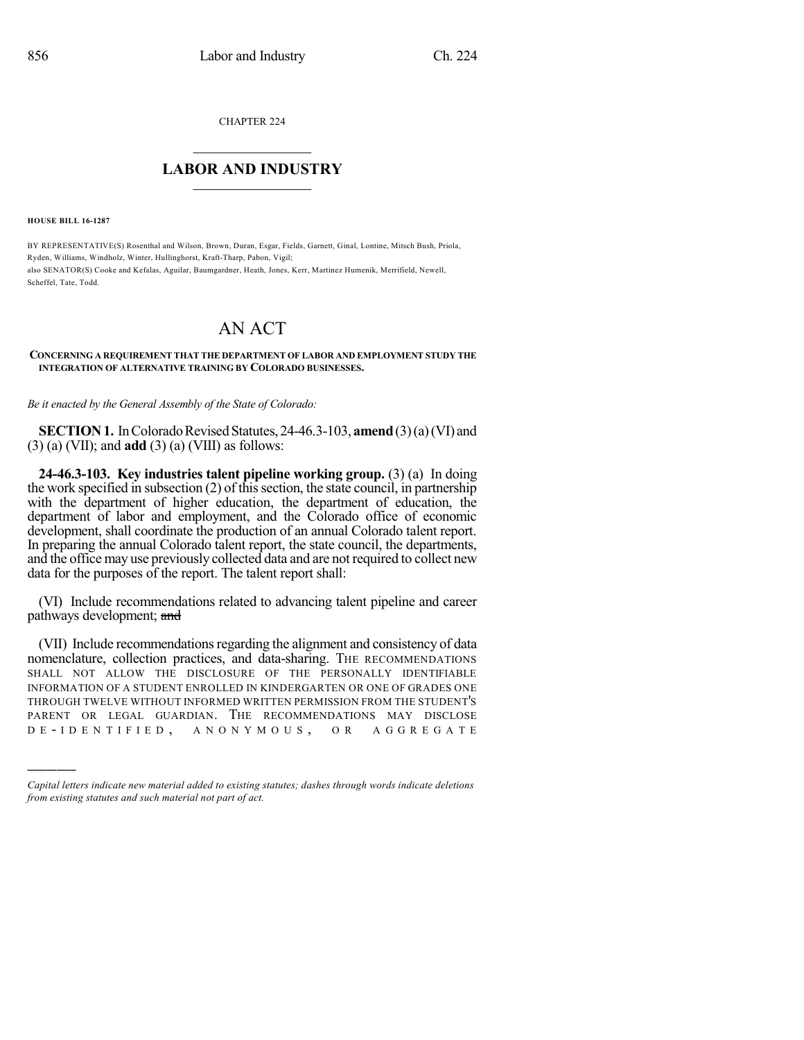CHAPTER 224

## LABOR AND INDUSTRY

**HOUSE BILL 16-1287**

BY REPRESENTATIVE(S) Rosenthal and Wilson, Brown, Duran, Esgar, Fields, Garnett, Ginal, Lontine, Mitsch Bush, Priola, Ryden, Williams, Windholz, Winter, Hullinghorst, Kraft-Tharp, Pabon, Vigil;
also SENATOR(S) Cooke and Kefalas, Aguilar, Baumgardner, Heath, Jones, Kerr, Martinez Humenik, Merrifield, Newell, Scheffel, Tate, Todd.

# AN ACT

**CONCERNING A REQUIREMENT THAT THE DEPARTMENT OF LABOR AND EMPLOYMENT STUDY THE INTEGRATION OF ALTERNATIVE TRAINING BY COLORADO BUSINESSES.**

*Be it enacted by the General Assembly of the State of Colorado:*

**SECTION 1.** In Colorado Revised Statutes, 24-46.3-103, **amend** (3) (a) (VI) and (3) (a) (VII); and **add** (3) (a) (VIII) as follows:

**24-46.3-103. Key industries talent pipeline working group.** (3) (a) In doing the work specified in subsection (2) of this section, the state council, in partnership with the department of higher education, the department of education, the department of labor and employment, and the Colorado office of economic development, shall coordinate the production of an annual Colorado talent report. In preparing the annual Colorado talent report, the state council, the departments, and the office may use previously collected data and are not required to collect new data for the purposes of the report. The talent report shall:

(VI) Include recommendations related to advancing talent pipeline and career pathways development; ~~and~~

(VII) Include recommendations regarding the alignment and consistency of data nomenclature, collection practices, and data-sharing. THE RECOMMENDATIONS SHALL NOT ALLOW THE DISCLOSURE OF THE PERSONALLY IDENTIFIABLE INFORMATION OF A STUDENT ENROLLED IN KINDERGARTEN OR ONE OF GRADES ONE THROUGH TWELVE WITHOUT INFORMED WRITTEN PERMISSION FROM THE STUDENT'S PARENT OR LEGAL GUARDIAN. THE RECOMMENDATIONS MAY DISCLOSE DE-IDENTIFIED, ANONYMOUS, OR AGGREGATE

*Capital letters indicate new material added to existing statutes; dashes through words indicate deletions from existing statutes and such material not part of act.*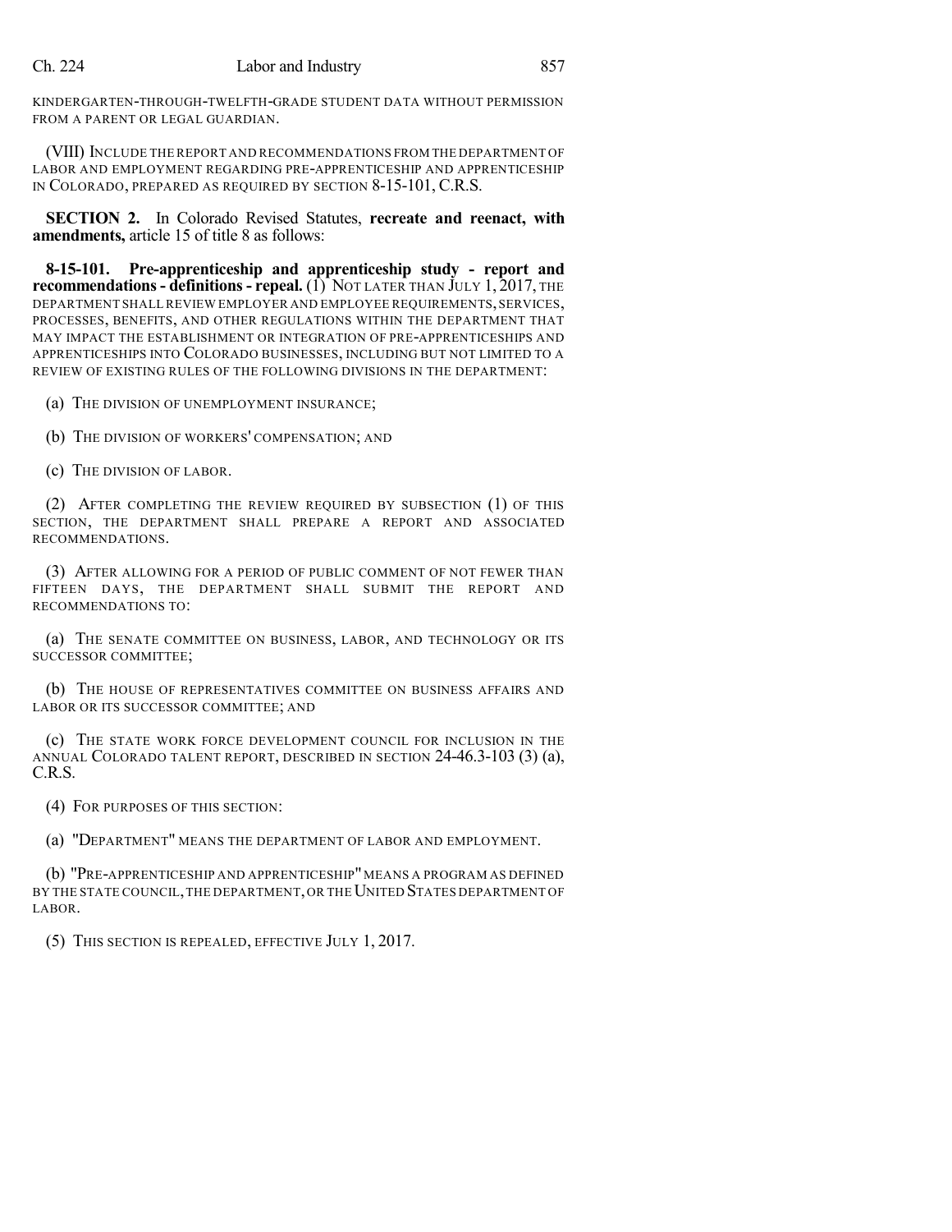KINDERGARTEN-THROUGH-TWELFTH-GRADE STUDENT DATA WITHOUT PERMISSION FROM A PARENT OR LEGAL GUARDIAN.

(VIII) INCLUDE THE REPORT AND RECOMMENDATIONS FROM THE DEPARTMENT OF LABOR AND EMPLOYMENT REGARDING PRE-APPRENTICESHIP AND APPRENTICESHIP IN COLORADO, PREPARED AS REQUIRED BY SECTION 8-15-101, C.R.S.

**SECTION 2.** In Colorado Revised Statutes, **recreate and reenact, with amendments,** article 15 of title 8 as follows:

**8-15-101. Pre-apprenticeship and apprenticeship study - report and recommendations - definitions - repeal.** (1) NOT LATER THAN JULY 1, 2017, THE DEPARTMENT SHALL REVIEW EMPLOYER AND EMPLOYEE REQUIREMENTS, SERVICES, PROCESSES, BENEFITS, AND OTHER REGULATIONS WITHIN THE DEPARTMENT THAT MAY IMPACT THE ESTABLISHMENT OR INTEGRATION OF PRE-APPRENTICESHIPS AND APPRENTICESHIPS INTO COLORADO BUSINESSES, INCLUDING BUT NOT LIMITED TO A REVIEW OF EXISTING RULES OF THE FOLLOWING DIVISIONS IN THE DEPARTMENT:

(a) THE DIVISION OF UNEMPLOYMENT INSURANCE;

(b) THE DIVISION OF WORKERS' COMPENSATION; AND

(c) THE DIVISION OF LABOR.

(2) AFTER COMPLETING THE REVIEW REQUIRED BY SUBSECTION (1) OF THIS SECTION, THE DEPARTMENT SHALL PREPARE A REPORT AND ASSOCIATED RECOMMENDATIONS.

(3) AFTER ALLOWING FOR A PERIOD OF PUBLIC COMMENT OF NOT FEWER THAN FIFTEEN DAYS, THE DEPARTMENT SHALL SUBMIT THE REPORT AND RECOMMENDATIONS TO:

(a) THE SENATE COMMITTEE ON BUSINESS, LABOR, AND TECHNOLOGY OR ITS SUCCESSOR COMMITTEE;

(b) THE HOUSE OF REPRESENTATIVES COMMITTEE ON BUSINESS AFFAIRS AND LABOR OR ITS SUCCESSOR COMMITTEE; AND

(c) THE STATE WORK FORCE DEVELOPMENT COUNCIL FOR INCLUSION IN THE ANNUAL COLORADO TALENT REPORT, DESCRIBED IN SECTION 24-46.3-103 (3) (a), C.R.S.

(4) FOR PURPOSES OF THIS SECTION:

(a) "DEPARTMENT" MEANS THE DEPARTMENT OF LABOR AND EMPLOYMENT.

(b) "PRE-APPRENTICESHIP AND APPRENTICESHIP" MEANS A PROGRAM AS DEFINED BY THE STATE COUNCIL, THE DEPARTMENT, OR THE UNITED STATES DEPARTMENT OF LABOR.

(5) THIS SECTION IS REPEALED, EFFECTIVE JULY 1, 2017.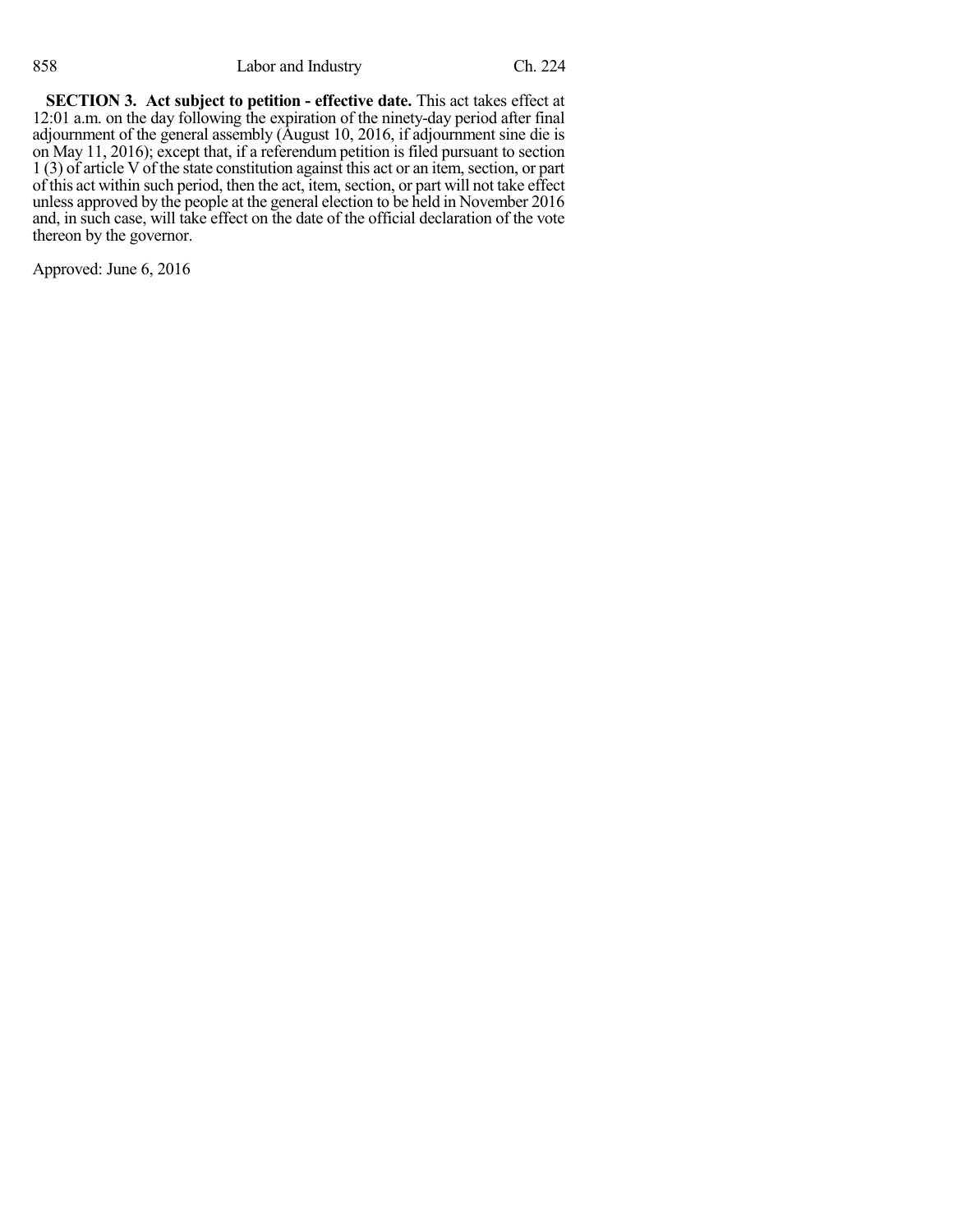**SECTION 3. Act subject to petition - effective date.** This act takes effect at 12:01 a.m. on the day following the expiration of the ninety-day period after final adjournment of the general assembly (August 10, 2016, if adjournment sine die is on May 11, 2016); except that, if a referendum petition is filed pursuant to section 1 (3) of article V of the state constitution against this act or an item, section, or part of this act within such period, then the act, item, section, or part will not take effect unless approved by the people at the general election to be held in November 2016 and, in such case, will take effect on the date of the official declaration of the vote thereon by the governor.

Approved: June 6, 2016